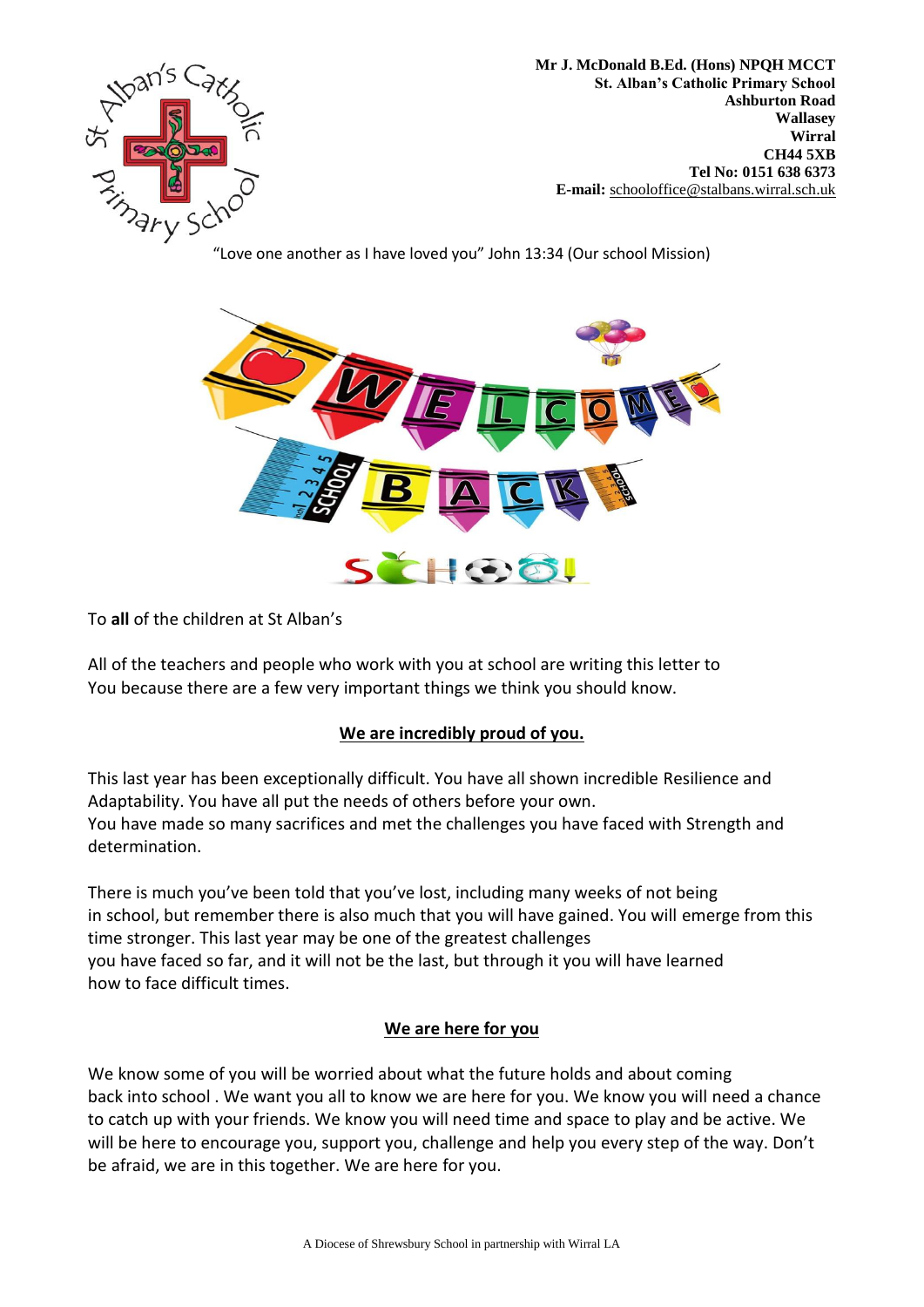Mr J. McDonald B.Ed. (Hons) NPQH MCCT
St. Alban's Catholic Primary School
Ashburton Road
Wallasey
Wirral
CH44 5XB
Tel No: 0151 638 6373
E-mail: schooloffice@stalbans.wirral.sch.uk

"Love one another as I have loved you" John 13:34 (Our school Mission)

To **all** of the children at St Alban's

All of the teachers and people who work with you at school are writing this letter to You because there are a few very important things we think you should know.

## We are incredibly proud of you.

This last year has been exceptionally difficult. You have all shown incredible Resilience and Adaptability. You have all put the needs of others before your own.
You have made so many sacrifices and met the challenges you have faced with Strength and determination.

There is much you've been told that you've lost, including many weeks of not being in school, but remember there is also much that you will have gained. You will emerge from this time stronger. This last year may be one of the greatest challenges you have faced so far, and it will not be the last, but through it you will have learned how to face difficult times.

## We are here for you

We know some of you will be worried about what the future holds and about coming back into school . We want you all to know we are here for you. We know you will need a chance to catch up with your friends. We know you will need time and space to play and be active. We will be here to encourage you, support you, challenge and help you every step of the way. Don't be afraid, we are in this together. We are here for you.

A Diocese of Shrewsbury School in partnership with Wirral LA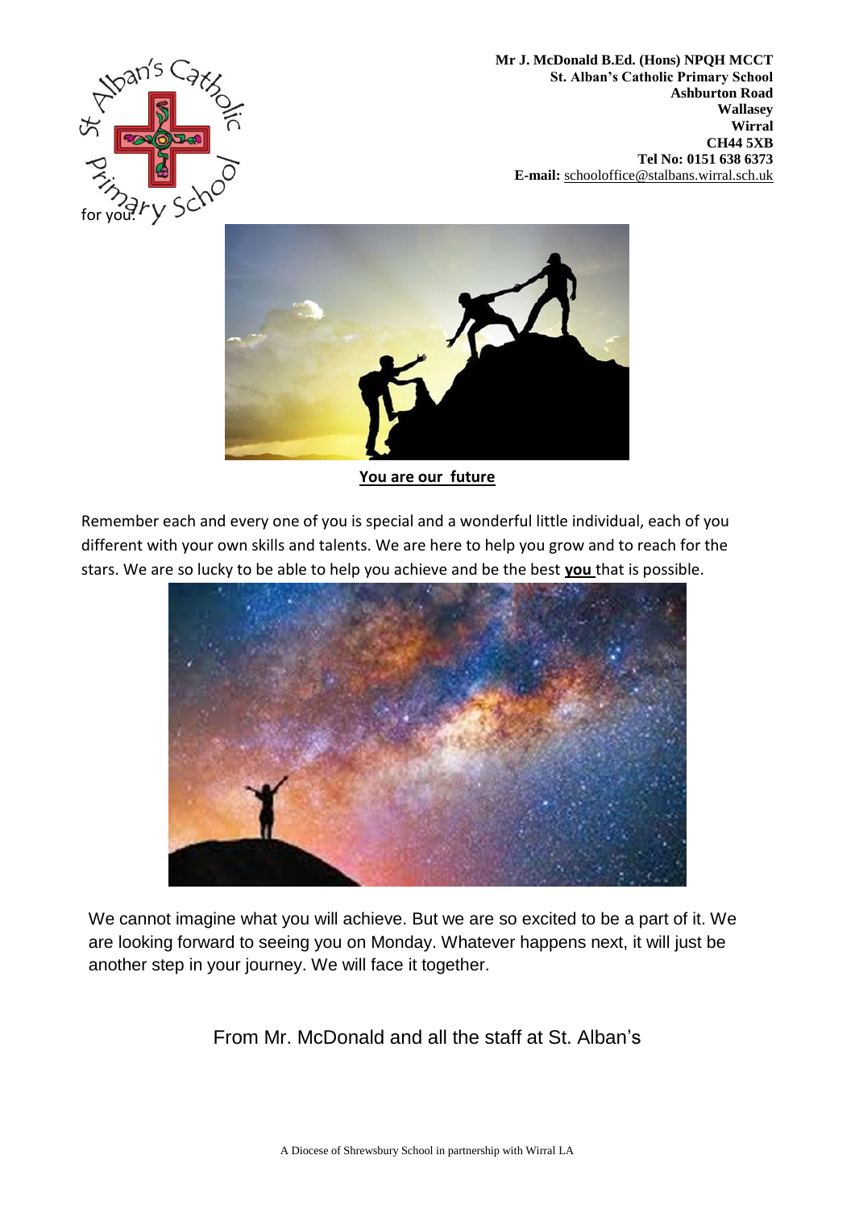**Mr J. McDonald B.Ed. (Hons) NPQH MCCT**
**St. Alban's Catholic Primary School**
**Ashburton Road**
**Wallasey**
**Wirral**
**CH44 5XB**
**Tel No: 0151 638 6373**
**E-mail:** schooloffice@stalbans.wirral.sch.uk

**You are our future**

Remember each and every one of you is special and a wonderful little individual, each of you different with your own skills and talents. We are here to help you grow and to reach for the stars. We are so lucky to be able to help you achieve and be the best **you** that is possible.

We cannot imagine what you will achieve. But we are so excited to be a part of it. We are looking forward to seeing you on Monday. Whatever happens next, it will just be another step in your journey. We will face it together.

From Mr. McDonald and all the staff at St. Alban's

A Diocese of Shrewsbury School in partnership with Wirral LA